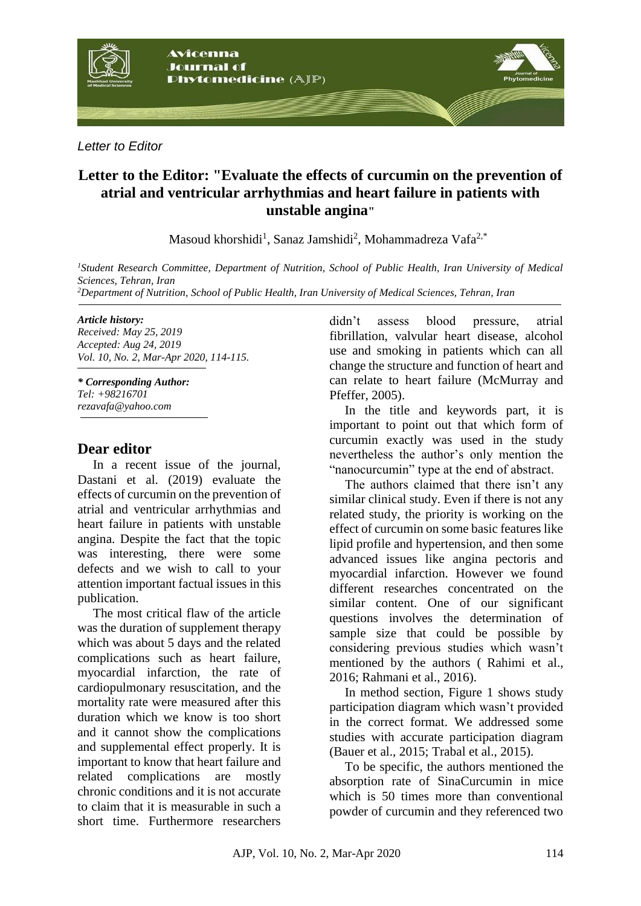*Letter to Editor*

# Letter to the Editor: "Evaluate the effects of curcumin on the prevention of atrial and ventricular arrhythmias and heart failure in patients with unstable angina"

Masoud khorshidi[1], Sanaz Jamshidi[2], Mohammadreza Vafa[2,*]

[1]*Student Research Committee, Department of Nutrition, School of Public Health, Iran University of Medical Sciences, Tehran, Iran*
[2]*Department of Nutrition, School of Public Health, Iran University of Medical Sciences, Tehran, Iran*

***Article history:***
*Received: May 25, 2019*
*Accepted: Aug 24, 2019*
*Vol. 10, No. 2, Mar-Apr 2020, 114-115.*

***\* Corresponding Author:***
*Tel: +98216701*
*rezavafa@yahoo.com*

## Dear editor

In a recent issue of the journal, Dastani et al. (2019) evaluate the effects of curcumin on the prevention of atrial and ventricular arrhythmias and heart failure in patients with unstable angina. Despite the fact that the topic was interesting, there were some defects and we wish to call to your attention important factual issues in this publication.

The most critical flaw of the article was the duration of supplement therapy which was about 5 days and the related complications such as heart failure, myocardial infarction, the rate of cardiopulmonary resuscitation, and the mortality rate were measured after this duration which we know is too short and it cannot show the complications and supplemental effect properly. It is important to know that heart failure and related complications are mostly chronic conditions and it is not accurate to claim that it is measurable in such a short time. Furthermore researchers didn't assess blood pressure, atrial fibrillation, valvular heart disease, alcohol use and smoking in patients which can all change the structure and function of heart and can relate to heart failure (McMurray and Pfeffer, 2005).

In the title and keywords part, it is important to point out that which form of curcumin exactly was used in the study nevertheless the author's only mention the "nanocurcumin" type at the end of abstract.

The authors claimed that there isn't any similar clinical study. Even if there is not any related study, the priority is working on the effect of curcumin on some basic features like lipid profile and hypertension, and then some advanced issues like angina pectoris and myocardial infarction. However we found different researches concentrated on the similar content. One of our significant questions involves the determination of sample size that could be possible by considering previous studies which wasn't mentioned by the authors ( Rahimi et al., 2016; Rahmani et al., 2016).

In method section, Figure 1 shows study participation diagram which wasn't provided in the correct format. We addressed some studies with accurate participation diagram (Bauer et al., 2015; Trabal et al., 2015).

To be specific, the authors mentioned the absorption rate of SinaCurcumin in mice which is 50 times more than conventional powder of curcumin and they referenced two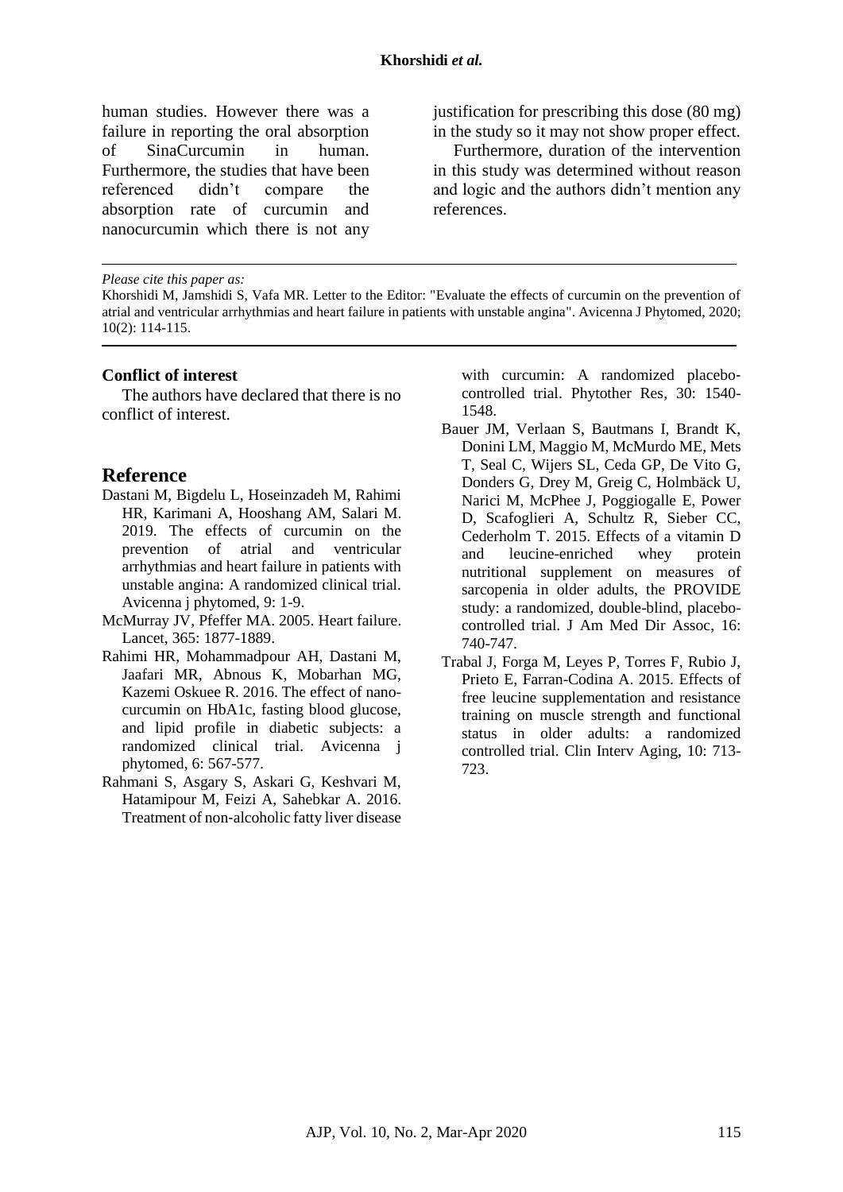human studies. However there was a failure in reporting the oral absorption of SinaCurcumin in human. Furthermore, the studies that have been referenced didn't compare the absorption rate of curcumin and nanocurcumin which there is not any justification for prescribing this dose (80 mg) in the study so it may not show proper effect.

Furthermore, duration of the intervention in this study was determined without reason and logic and the authors didn't mention any references.

*Please cite this paper as:*

Khorshidi M, Jamshidi S, Vafa MR. Letter to the Editor: "Evaluate the effects of curcumin on the prevention of atrial and ventricular arrhythmias and heart failure in patients with unstable angina". Avicenna J Phytomed, 2020; 10(2): 114-115.

**Conflict of interest**

The authors have declared that there is no conflict of interest.

## Reference

Dastani M, Bigdelu L, Hoseinzadeh M, Rahimi HR, Karimani A, Hooshang AM, Salari M. 2019. The effects of curcumin on the prevention of atrial and ventricular arrhythmias and heart failure in patients with unstable angina: A randomized clinical trial. Avicenna j phytomed, 9: 1-9.

McMurray JV, Pfeffer MA. 2005. Heart failure. Lancet, 365: 1877-1889.

Rahimi HR, Mohammadpour AH, Dastani M, Jaafari MR, Abnous K, Mobarhan MG, Kazemi Oskuee R. 2016. The effect of nano-curcumin on HbA1c, fasting blood glucose, and lipid profile in diabetic subjects: a randomized clinical trial. Avicenna j phytomed, 6: 567-577.

Rahmani S, Asgary S, Askari G, Keshvari M, Hatamipour M, Feizi A, Sahebkar A. 2016. Treatment of non-alcoholic fatty liver disease with curcumin: A randomized placebo-controlled trial. Phytother Res, 30: 1540-1548.

Bauer JM, Verlaan S, Bautmans I, Brandt K, Donini LM, Maggio M, McMurdo ME, Mets T, Seal C, Wijers SL, Ceda GP, De Vito G, Donders G, Drey M, Greig C, Holmbäck U, Narici M, McPhee J, Poggiogalle E, Power D, Scafoglieri A, Schultz R, Sieber CC, Cederholm T. 2015. Effects of a vitamin D and leucine-enriched whey protein nutritional supplement on measures of sarcopenia in older adults, the PROVIDE study: a randomized, double-blind, placebo-controlled trial. J Am Med Dir Assoc, 16: 740-747.

Trabal J, Forga M, Leyes P, Torres F, Rubio J, Prieto E, Farran-Codina A. 2015. Effects of free leucine supplementation and resistance training on muscle strength and functional status in older adults: a randomized controlled trial. Clin Interv Aging, 10: 713-723.